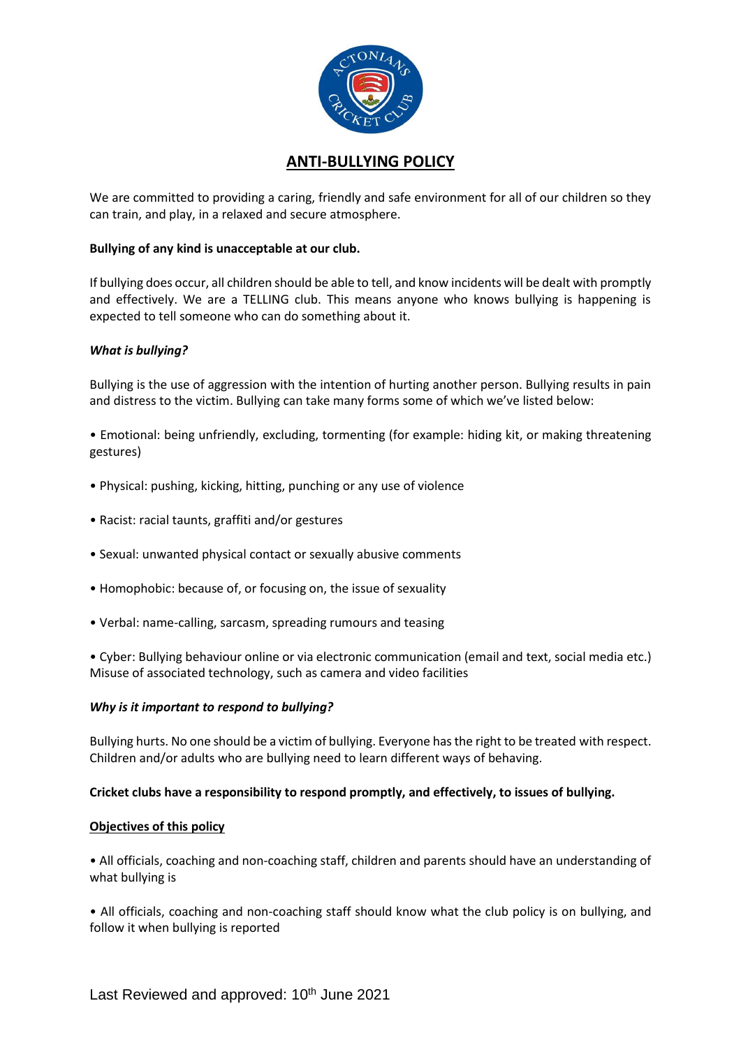# ANTI-BULLYING POLICY

We are committed to providing a caring, friendly and safe environment for all of our children so they can train, and play, in a relaxed and secure atmosphere.

**Bullying of any kind is unacceptable at our club.**

If bullying does occur, all children should be able to tell, and know incidents will be dealt with promptly and effectively. We are a TELLING club. This means anyone who knows bullying is happening is expected to tell someone who can do something about it.

***What is bullying?***

Bullying is the use of aggression with the intention of hurting another person. Bullying results in pain and distress to the victim. Bullying can take many forms some of which we've listed below:

- Emotional: being unfriendly, excluding, tormenting (for example: hiding kit, or making threatening gestures)
- Physical: pushing, kicking, hitting, punching or any use of violence
- Racist: racial taunts, graffiti and/or gestures
- Sexual: unwanted physical contact or sexually abusive comments
- Homophobic: because of, or focusing on, the issue of sexuality
- Verbal: name-calling, sarcasm, spreading rumours and teasing
- Cyber: Bullying behaviour online or via electronic communication (email and text, social media etc.) Misuse of associated technology, such as camera and video facilities

***Why is it important to respond to bullying?***

Bullying hurts. No one should be a victim of bullying. Everyone has the right to be treated with respect. Children and/or adults who are bullying need to learn different ways of behaving.

**Cricket clubs have a responsibility to respond promptly, and effectively, to issues of bullying.**

## Objectives of this policy

- All officials, coaching and non-coaching staff, children and parents should have an understanding of what bullying is
- All officials, coaching and non-coaching staff should know what the club policy is on bullying, and follow it when bullying is reported

Last Reviewed and approved: 10th June 2021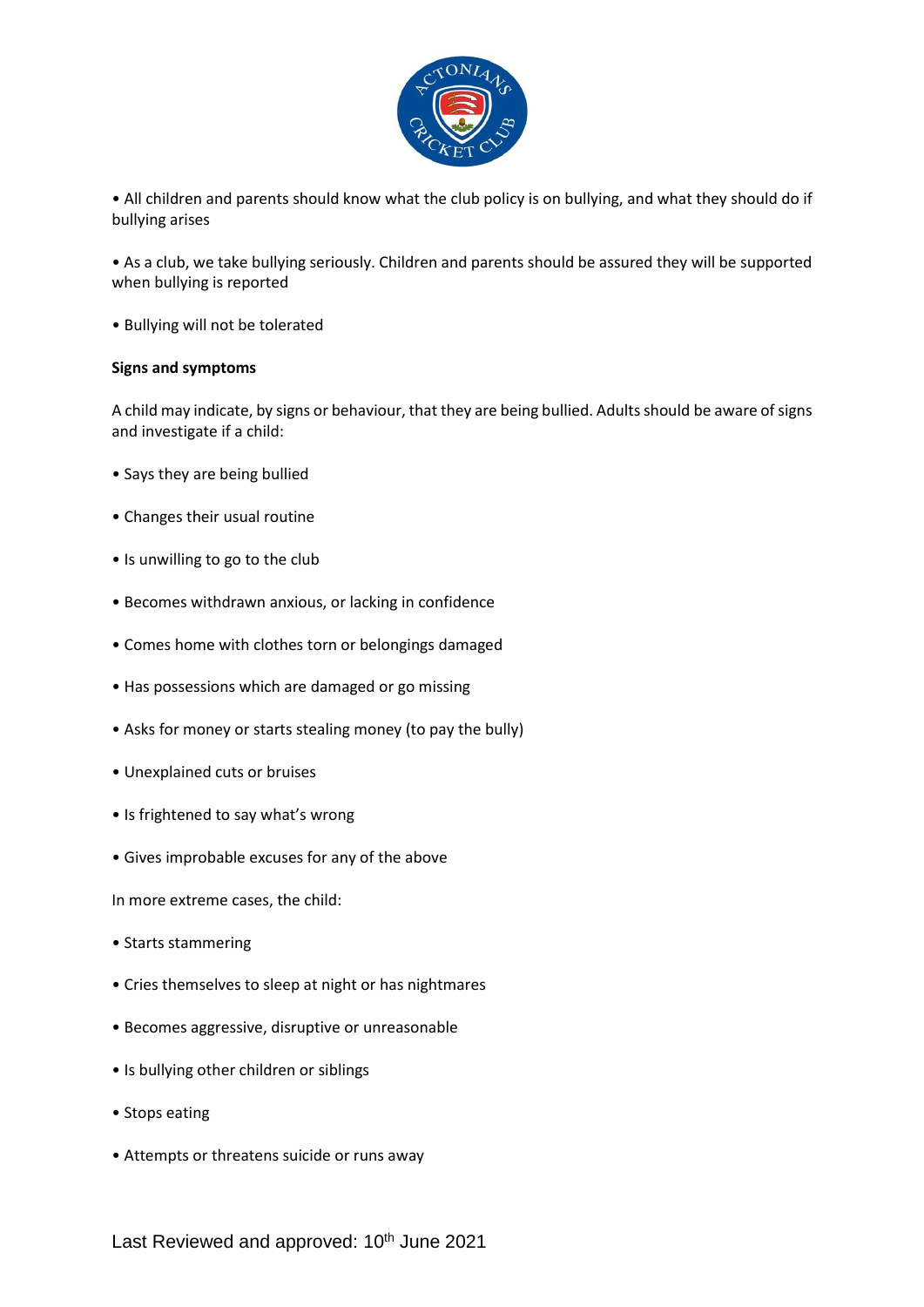• All children and parents should know what the club policy is on bullying, and what they should do if bullying arises

• As a club, we take bullying seriously. Children and parents should be assured they will be supported when bullying is reported

• Bullying will not be tolerated

**Signs and symptoms**

A child may indicate, by signs or behaviour, that they are being bullied. Adults should be aware of signs and investigate if a child:

• Says they are being bullied

• Changes their usual routine

• Is unwilling to go to the club

• Becomes withdrawn anxious, or lacking in confidence

• Comes home with clothes torn or belongings damaged

• Has possessions which are damaged or go missing

• Asks for money or starts stealing money (to pay the bully)

• Unexplained cuts or bruises

• Is frightened to say what's wrong

• Gives improbable excuses for any of the above

In more extreme cases, the child:

• Starts stammering

• Cries themselves to sleep at night or has nightmares

• Becomes aggressive, disruptive or unreasonable

• Is bullying other children or siblings

• Stops eating

• Attempts or threatens suicide or runs away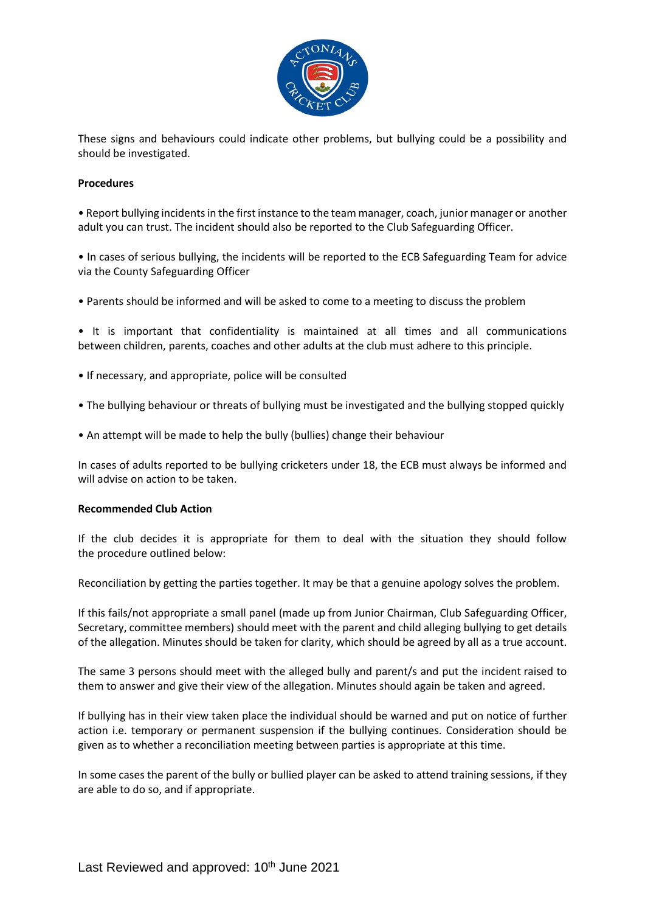These signs and behaviours could indicate other problems, but bullying could be a possibility and should be investigated.

**Procedures**

• Report bullying incidents in the first instance to the team manager, coach, junior manager or another adult you can trust. The incident should also be reported to the Club Safeguarding Officer.

• In cases of serious bullying, the incidents will be reported to the ECB Safeguarding Team for advice via the County Safeguarding Officer

• Parents should be informed and will be asked to come to a meeting to discuss the problem

• It is important that confidentiality is maintained at all times and all communications between children, parents, coaches and other adults at the club must adhere to this principle.

• If necessary, and appropriate, police will be consulted

• The bullying behaviour or threats of bullying must be investigated and the bullying stopped quickly

• An attempt will be made to help the bully (bullies) change their behaviour

In cases of adults reported to be bullying cricketers under 18, the ECB must always be informed and will advise on action to be taken.

**Recommended Club Action**

If the club decides it is appropriate for them to deal with the situation they should follow the procedure outlined below:

Reconciliation by getting the parties together. It may be that a genuine apology solves the problem.

If this fails/not appropriate a small panel (made up from Junior Chairman, Club Safeguarding Officer, Secretary, committee members) should meet with the parent and child alleging bullying to get details of the allegation. Minutes should be taken for clarity, which should be agreed by all as a true account.

The same 3 persons should meet with the alleged bully and parent/s and put the incident raised to them to answer and give their view of the allegation. Minutes should again be taken and agreed.

If bullying has in their view taken place the individual should be warned and put on notice of further action i.e. temporary or permanent suspension if the bullying continues. Consideration should be given as to whether a reconciliation meeting between parties is appropriate at this time.

In some cases the parent of the bully or bullied player can be asked to attend training sessions, if they are able to do so, and if appropriate.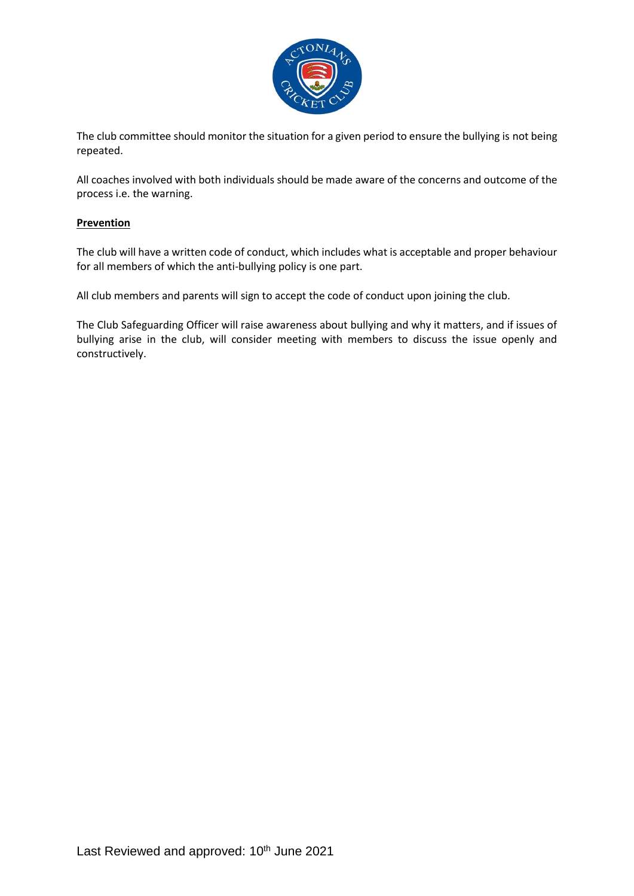The club committee should monitor the situation for a given period to ensure the bullying is not being repeated.

All coaches involved with both individuals should be made aware of the concerns and outcome of the process i.e. the warning.

**Prevention**

The club will have a written code of conduct, which includes what is acceptable and proper behaviour for all members of which the anti-bullying policy is one part.

All club members and parents will sign to accept the code of conduct upon joining the club.

The Club Safeguarding Officer will raise awareness about bullying and why it matters, and if issues of bullying arise in the club, will consider meeting with members to discuss the issue openly and constructively.

Last Reviewed and approved: 10th June 2021